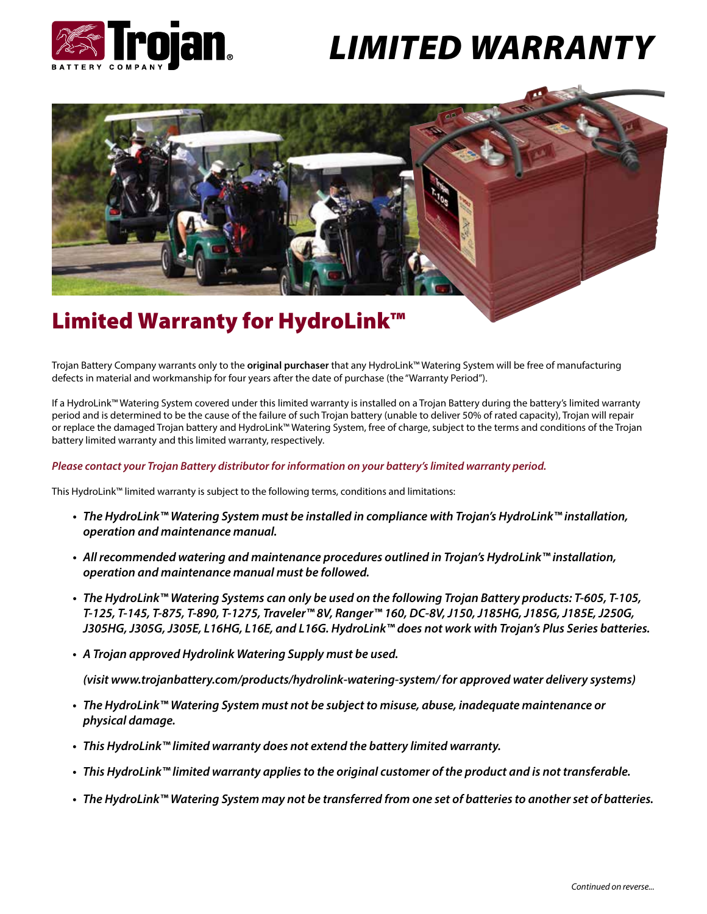# LIMITED WARRANTY

## Limited Warranty for HydroLink™

Trojan Battery Company warrants only to the **original purchaser** that any HydroLink™ Watering System will be free of manufacturing defects in material and workmanship for four years after the date of purchase (the "Warranty Period").

If a HydroLink™ Watering System covered under this limited warranty is installed on a Trojan Battery during the battery's limited warranty period and is determined to be the cause of the failure of such Trojan battery (unable to deliver 50% of rated capacity), Trojan will repair or replace the damaged Trojan battery and HydroLink™ Watering System, free of charge, subject to the terms and conditions of the Trojan battery limited warranty and this limited warranty, respectively.

***Please contact your Trojan Battery distributor for information on your battery's limited warranty period.***

This HydroLink™ limited warranty is subject to the following terms, conditions and limitations:

- ***The HydroLink™ Watering System must be installed in compliance with Trojan's HydroLink™ installation, operation and maintenance manual.***
- ***All recommended watering and maintenance procedures outlined in Trojan's HydroLink™ installation, operation and maintenance manual must be followed.***
- ***The HydroLink™ Watering Systems can only be used on the following Trojan Battery products: T-605, T-105, T-125, T-145, T-875, T-890, T-1275, Traveler™ 8V, Ranger™ 160, DC-8V, J150, J185HG, J185G, J185E, J250G, J305HG, J305G, J305E, L16HG, L16E, and L16G. HydroLink™ does not work with Trojan's Plus Series batteries.***
- ***A Trojan approved Hydrolink Watering Supply must be used.***

  ***(visit www.trojanbattery.com/products/hydrolink-watering-system/ for approved water delivery systems)***
- ***The HydroLink™ Watering System must not be subject to misuse, abuse, inadequate maintenance or physical damage.***
- ***This HydroLink™ limited warranty does not extend the battery limited warranty.***
- ***This HydroLink™ limited warranty applies to the original customer of the product and is not transferable.***
- ***The HydroLink™ Watering System may not be transferred from one set of batteries to another set of batteries.***

*Continued on reverse...*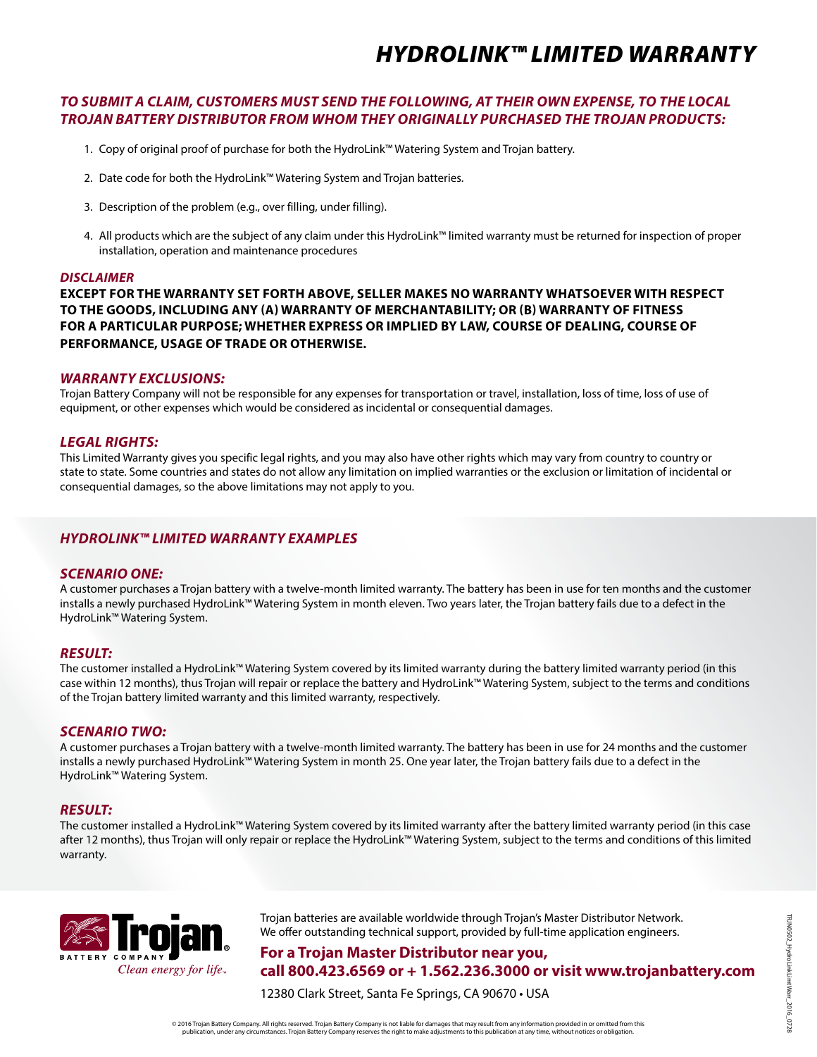# HYDROLINK™ LIMITED WARRANTY

***TO SUBMIT A CLAIM, CUSTOMERS MUST SEND THE FOLLOWING, AT THEIR OWN EXPENSE, TO THE LOCAL TROJAN BATTERY DISTRIBUTOR FROM WHOM THEY ORIGINALLY PURCHASED THE TROJAN PRODUCTS:***

1. Copy of original proof of purchase for both the HydroLink™ Watering System and Trojan battery.
2. Date code for both the HydroLink™ Watering System and Trojan batteries.
3. Description of the problem (e.g., over filling, under filling).
4. All products which are the subject of any claim under this HydroLink™ limited warranty must be returned for inspection of proper installation, operation and maintenance procedures

### *DISCLAIMER*

**EXCEPT FOR THE WARRANTY SET FORTH ABOVE, SELLER MAKES NO WARRANTY WHATSOEVER WITH RESPECT TO THE GOODS, INCLUDING ANY (A) WARRANTY OF MERCHANTABILITY; OR (B) WARRANTY OF FITNESS FOR A PARTICULAR PURPOSE; WHETHER EXPRESS OR IMPLIED BY LAW, COURSE OF DEALING, COURSE OF PERFORMANCE, USAGE OF TRADE OR OTHERWISE.**

### *WARRANTY EXCLUSIONS:*

Trojan Battery Company will not be responsible for any expenses for transportation or travel, installation, loss of time, loss of use of equipment, or other expenses which would be considered as incidental or consequential damages.

### *LEGAL RIGHTS:*

This Limited Warranty gives you specific legal rights, and you may also have other rights which may vary from country to country or state to state. Some countries and states do not allow any limitation on implied warranties or the exclusion or limitation of incidental or consequential damages, so the above limitations may not apply to you.

## *HYDROLINK™ LIMITED WARRANTY EXAMPLES*

### *SCENARIO ONE:*

A customer purchases a Trojan battery with a twelve-month limited warranty. The battery has been in use for ten months and the customer installs a newly purchased HydroLink™ Watering System in month eleven. Two years later, the Trojan battery fails due to a defect in the HydroLink™ Watering System.

### *RESULT:*

The customer installed a HydroLink™ Watering System covered by its limited warranty during the battery limited warranty period (in this case within 12 months), thus Trojan will repair or replace the battery and HydroLink™ Watering System, subject to the terms and conditions of the Trojan battery limited warranty and this limited warranty, respectively.

### *SCENARIO TWO:*

A customer purchases a Trojan battery with a twelve-month limited warranty. The battery has been in use for 24 months and the customer installs a newly purchased HydroLink™ Watering System in month 25. One year later, the Trojan battery fails due to a defect in the HydroLink™ Watering System.

### *RESULT:*

The customer installed a HydroLink™ Watering System covered by its limited warranty after the battery limited warranty period (in this case after 12 months), thus Trojan will only repair or replace the HydroLink™ Watering System, subject to the terms and conditions of this limited warranty.

Trojan Battery Company
*Clean energy for life.*

Trojan batteries are available worldwide through Trojan's Master Distributor Network. We offer outstanding technical support, provided by full-time application engineers.

**For a Trojan Master Distributor near you, call 800.423.6569 or + 1.562.236.3000 or visit www.trojanbattery.com**

12380 Clark Street, Santa Fe Springs, CA 90670 • USA

© 2016 Trojan Battery Company. All rights reserved. Trojan Battery Company is not liable for damages that may result from any information provided in or omitted from this publication, under any circumstances. Trojan Battery Company reserves the right to make adjustments to this publication at any time, without notices or obligation.

TRJN0502_HydroLinkLimitWarr_2016_0728